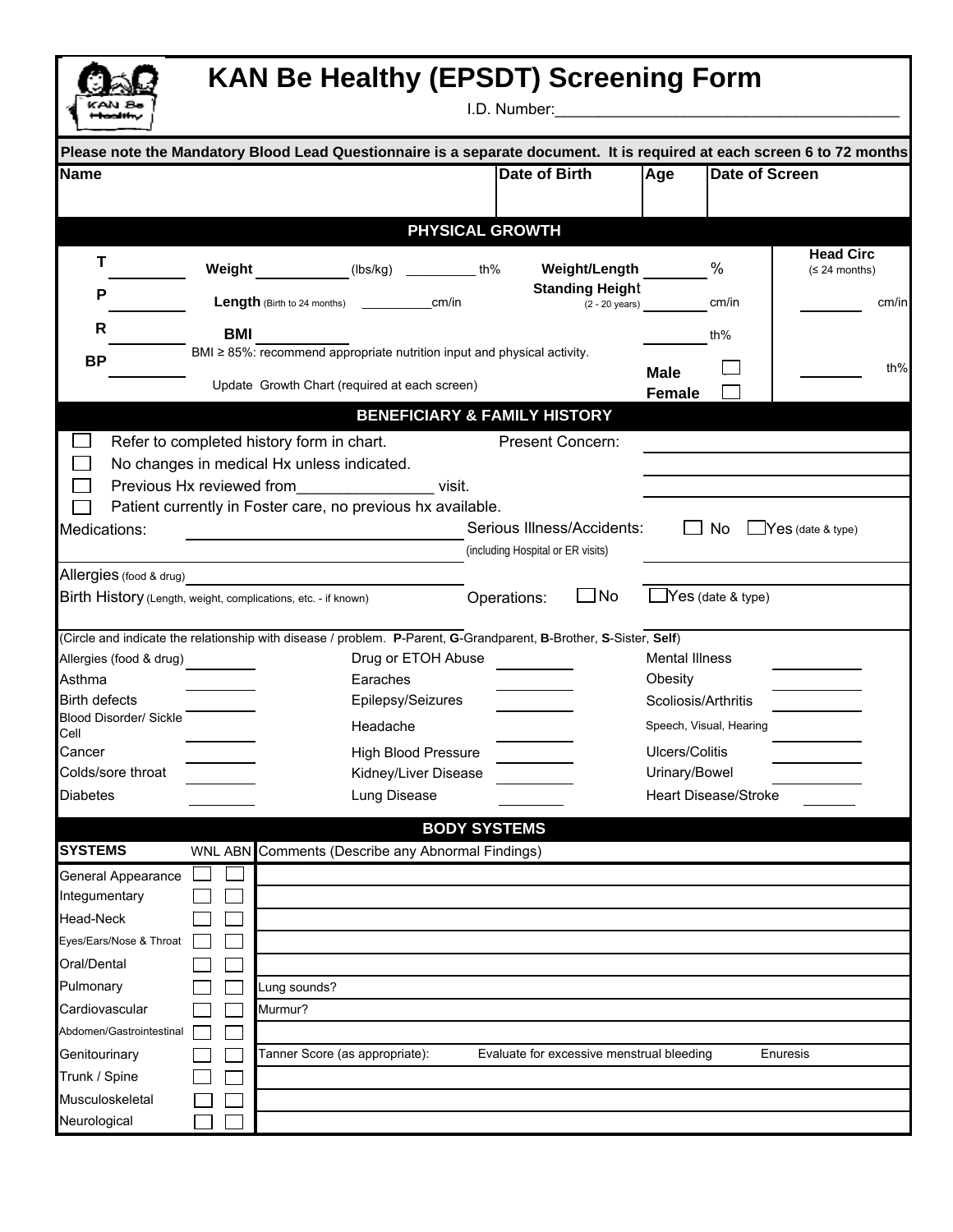# KAN Be Healthy (EPSDT) Screening Form

I.D. Number:_______________________________________

**Please note the Mandatory Blood Lead Questionnaire is a separate document. It is required at each screen 6 to 72 months**

| **Name** | **Date of Birth** | **Age** | **Date of Screen** |
|---|---|---|---|
| | | | |

## PHYSICAL GROWTH

**T** ________ **Weight** __________ (lbs/kg) _________ th% **Weight/Length** _______ %

**P** ________ **Length** (Birth to 24 months) __________cm/in **Standing Height** (2 - 20 years) ________ cm/in

**R** ________ **BMI** __________ ________ th%

**BP** ________ BMI ≥ 85%: recommend appropriate nutrition input and physical activity.

Update Growth Chart (required at each screen)

**Male** ☐ **Female** ☐

**Head Circ** (≤ 24 months) ________ cm/in ________ th%

## BENEFICIARY & FAMILY HISTORY

☐ Refer to completed history form in chart.
☐ No changes in medical Hx unless indicated.
☐ Previous Hx reviewed from________________ visit.
☐ Patient currently in Foster care, no previous hx available.

Present Concern: ______________________

Medications: ______________________

Serious Illness/Accidents: (including Hospital or ER visits) ☐ No ☐ Yes (date & type)

Allergies (food & drug) ______________________

Birth History (Length, weight, complications, etc. - if known)

Operations: ☐ No ☐ Yes (date & type)

(Circle and indicate the relationship with disease / problem. **P**-Parent, **G**-Grandparent, **B**-Brother, **S**-Sister, **Self**)

| | | | | | |
|---|---|---|---|---|---|
| Allergies (food & drug) | ______ | Drug or ETOH Abuse | ______ | Mental Illness | ______ |
| Asthma | ______ | Earaches | ______ | Obesity | ______ |
| Birth defects | ______ | Epilepsy/Seizures | ______ | Scoliosis/Arthritis | ______ |
| Blood Disorder/ Sickle Cell | ______ | Headache | ______ | Speech, Visual, Hearing | ______ |
| Cancer | ______ | High Blood Pressure | ______ | Ulcers/Colitis | ______ |
| Colds/sore throat | ______ | Kidney/Liver Disease | ______ | Urinary/Bowel | ______ |
| Diabetes | ______ | Lung Disease | ______ | Heart Disease/Stroke | ______ |

## BODY SYSTEMS

| **SYSTEMS** | WNL | ABN | Comments (Describe any Abnormal Findings) |
|---|---|---|---|
| General Appearance | ☐ | ☐ | |
| Integumentary | ☐ | ☐ | |
| Head-Neck | ☐ | ☐ | |
| Eyes/Ears/Nose & Throat | ☐ | ☐ | |
| Oral/Dental | ☐ | ☐ | |
| Pulmonary | ☐ | ☐ | Lung sounds? |
| Cardiovascular | ☐ | ☐ | Murmur? |
| Abdomen/Gastrointestinal | ☐ | ☐ | |
| Genitourinary | ☐ | ☐ | Tanner Score (as appropriate): Evaluate for excessive menstrual bleeding Enuresis |
| Trunk / Spine | ☐ | ☐ | |
| Musculoskeletal | ☐ | ☐ | |
| Neurological | ☐ | ☐ | |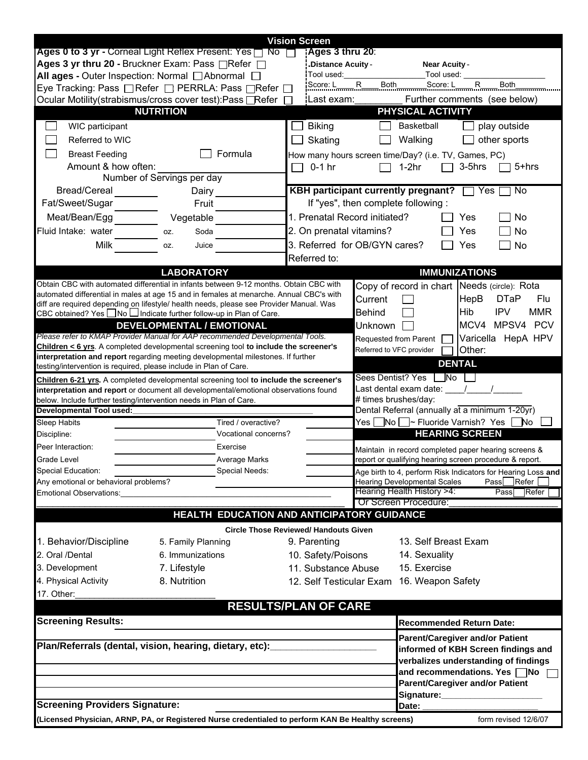## Vision Screen

**Ages 0 to 3 yr -** Corneal Light Reflex Present: Yes ☐ No ☐

**Ages 3 yr thru 20 -** Bruckner Exam: Pass ☐ Refer ☐

**All ages -** Outer Inspection: Normal ☐ Abnormal ☐

Eye Tracking: Pass ☐ Refer ☐ PERRLA: Pass ☐ Refer ☐

Ocular Motility(strabismus/cross cover test): Pass ☐ Refer ☐

**Ages 3 thru 20**:

**.Distance Acuity -** Tool used:__________ Score: L____ R____ Both______

**Near Acuity -** Tool used: __________ Score: L____ R____ Both______

Last exam:_________ Further comments (see below)

## NUTRITION

☐ WIC participant

☐ Referred to WIC

☐ Breast Feeding ☐ Formula

Amount & how often: __________

Number of Servings per day

| | | | |
|---|---|---|---|
| Bread/Cereal | ______ | Dairy | ______ |
| Fat/Sweet/Sugar | ______ | Fruit | ______ |
| Meat/Bean/Egg | ______ | Vegetable | ______ |
| Fluid Intake: water | ______ oz. | Soda | ______ |
| Milk | ______ oz. | Juice | ______ |

## PHYSICAL ACTIVITY

☐ Biking ☐ Basketball ☐ play outside

☐ Skating ☐ Walking ☐ other sports

How many hours screen time/Day? (i.e. TV, Games, PC)

☐ 0-1 hr ☐ 1-2hr ☐ 3-5hrs ☐ 5+hrs

**KBH participant currently pregnant?** ☐ Yes ☐ No

If "yes", then complete following :

1. Prenatal Record initiated? ☐ Yes ☐ No
2. On prenatal vitamins? ☐ Yes ☐ No
3. Referred for OB/GYN cares? ☐ Yes ☐ No

Referred to:

## LABORATORY

Obtain CBC with automated differential in infants between 9-12 months. Obtain CBC with automated differential in males at age 15 and in females at menarche. Annual CBC's with diff are required depending on lifestyle/ health needs, please see Provider Manual. Was CBC obtained? Yes ☐ No ☐ Indicate further follow-up in Plan of Care.

## DEVELOPMENTAL / EMOTIONAL

*Please refer to KMAP Provider Manual for AAP recommended Developmental Tools.*

**Children < 6 yrs**. A completed developmental screening tool **to include the screener's interpretation and report** regarding meeting developmental milestones. If further testing/intervention is required, please include in Plan of Care.

**Children 6-21 yrs.** A completed developmental screening tool **to include the screener's interpretation and report** or document all developmental/emotional observations found below. Include further testing/intervention needs in Plan of Care.

**Developmental Tool used:**__________

| | | | |
|---|---|---|---|
| Sleep Habits | ______ | Tired / overactive? | ______ |
| Discipline: | ______ | Vocational concerns? | ______ |
| Peer Interaction: | ______ | Exercise | ______ |
| Grade Level | ______ | Average Marks | ______ |
| Special Education: | ______ | Special Needs: | ______ |

Any emotional or behavioral problems? __________

Emotional Observations:__________

## IMMUNIZATIONS

Copy of record in chart

Current ☐

Behind ☐

Unknown ☐

Requested from Parent ☐

Referred to VFC provider ☐

Needs (circle): Rota, HepB, DTaP, Flu, Hib, IPV, MMR, MCV4, MPSV4, PCV, Varicella, HepA, HPV, Other:

## DENTAL

Sees Dentist? Yes ☐ No ☐

Last dental exam date: ____/_____/______

# times brushes/day:

Dental Referral (annually at a minimum 1-20yr)

Yes ☐ No ☐ ~ Fluoride Varnish? Yes ☐ No ☐

## HEARING SCREEN

Maintain in record completed paper hearing screens & report or qualifying hearing screen procedure & report.

Age birth to 4, perform Risk Indicators for Hearing Loss **and** Hearing Developmental Scales Pass ☐ Refer ☐

Hearing Health History >4: Pass ☐ Refer ☐

Or Screen Procedure:__________

## HEALTH EDUCATION AND ANTICIPATORY GUIDANCE

**Circle Those Reviewed/ Handouts Given**

1. Behavior/Discipline
2. Oral /Dental
3. Development
4. Physical Activity
5. Family Planning
6. Immunizations
7. Lifestyle
8. Nutrition
9. Parenting
10. Safety/Poisons
11. Substance Abuse
12. Self Testicular Exam
13. Self Breast Exam
14. Sexuality
15. Exercise
16. Weapon Safety
17. Other:__________

## RESULTS/PLAN OF CARE

**Screening Results:**

**Plan/Referrals (dental, vision, hearing, dietary, etc):**__________

**Screening Providers Signature:**

**Recommended Return Date:**

**Parent/Caregiver and/or Patient informed of KBH Screen findings and verbalizes understanding of findings and recommendations. Yes ☐ No ☐**

**Parent/Caregiver and/or Patient Signature:**__________

**Date:** __________

**(Licensed Physician, ARNP, PA, or Registered Nurse credentialed to perform KAN Be Healthy screens)**

form revised 12/6/07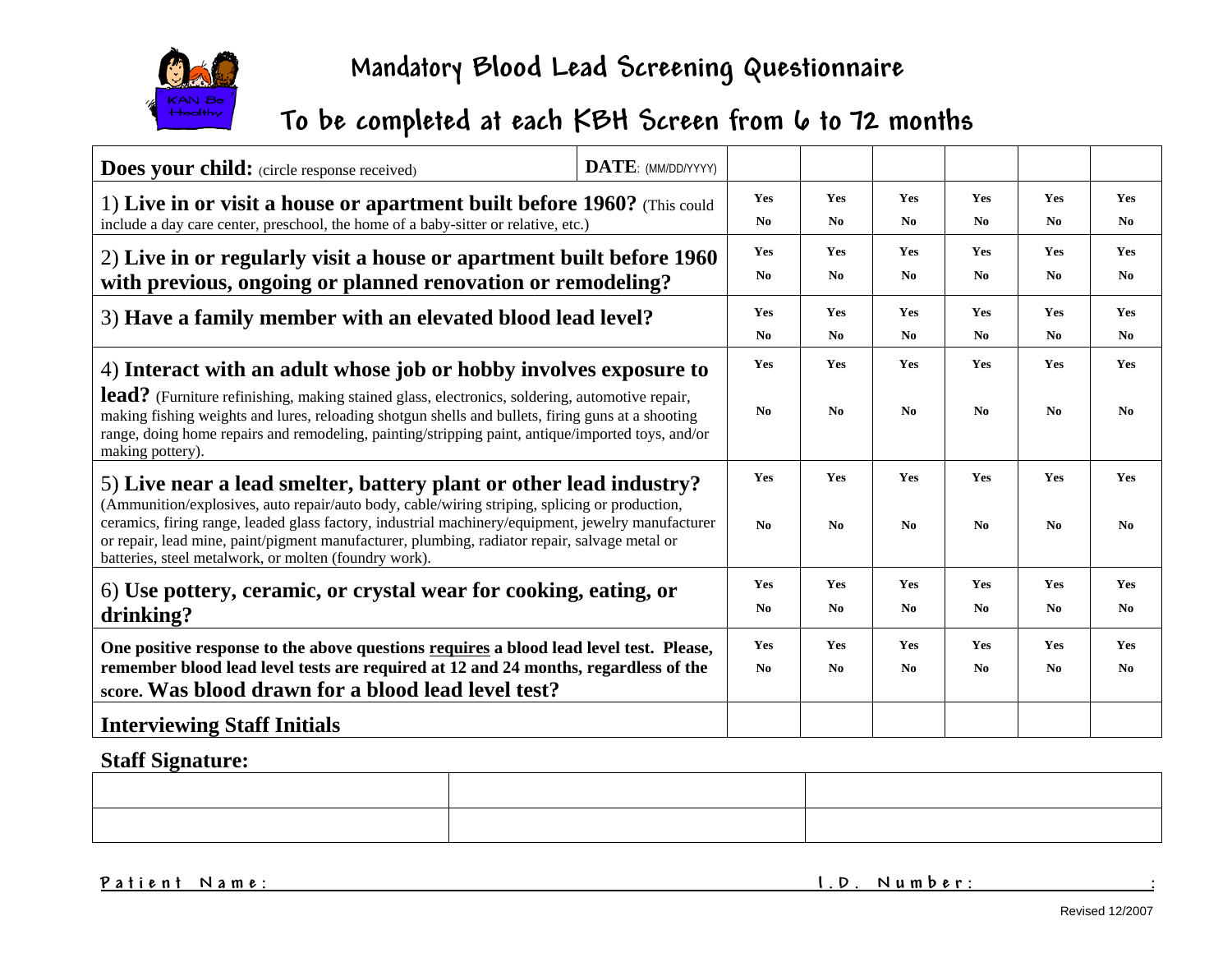# Mandatory Blood Lead Screening Questionnaire

## To be completed at each KBH Screen from 6 to 72 months

| **Does your child:** (circle response received) **DATE**: (MM/DD/YYYY) | | | | | | |
|---|---|---|---|---|---|---|
| 1) **Live in or visit a house or apartment built before 1960?** (This could include a day care center, preschool, the home of a baby-sitter or relative, etc.) | **Yes** **No** | **Yes** **No** | **Yes** **No** | **Yes** **No** | **Yes** **No** | **Yes** **No** |
| 2) **Live in or regularly visit a house or apartment built before 1960 with previous, ongoing or planned renovation or remodeling?** | **Yes** **No** | **Yes** **No** | **Yes** **No** | **Yes** **No** | **Yes** **No** | **Yes** **No** |
| 3) **Have a family member with an elevated blood lead level?** | **Yes** **No** | **Yes** **No** | **Yes** **No** | **Yes** **No** | **Yes** **No** | **Yes** **No** |
| 4) **Interact with an adult whose job or hobby involves exposure to lead?** (Furniture refinishing, making stained glass, electronics, soldering, automotive repair, making fishing weights and lures, reloading shotgun shells and bullets, firing guns at a shooting range, doing home repairs and remodeling, painting/stripping paint, antique/imported toys, and/or making pottery). | **Yes** **No** | **Yes** **No** | **Yes** **No** | **Yes** **No** | **Yes** **No** | **Yes** **No** |
| 5) **Live near a lead smelter, battery plant or other lead industry?** (Ammunition/explosives, auto repair/auto body, cable/wiring striping, splicing or production, ceramics, firing range, leaded glass factory, industrial machinery/equipment, jewelry manufacturer or repair, lead mine, paint/pigment manufacturer, plumbing, radiator repair, salvage metal or batteries, steel metalwork, or molten (foundry work). | **Yes** **No** | **Yes** **No** | **Yes** **No** | **Yes** **No** | **Yes** **No** | **Yes** **No** |
| 6) **Use pottery, ceramic, or crystal wear for cooking, eating, or drinking?** | **Yes** **No** | **Yes** **No** | **Yes** **No** | **Yes** **No** | **Yes** **No** | **Yes** **No** |
| **One positive response to the above questions requires a blood lead level test. Please, remember blood lead level tests are required at 12 and 24 months, regardless of the score. Was blood drawn for a blood lead level test?** | **Yes** **No** | **Yes** **No** | **Yes** **No** | **Yes** **No** | **Yes** **No** | **Yes** **No** |
| **Interviewing Staff Initials** | | | | | | |

**Staff Signature:**

| | | |
|---|---|---|
| | | |
| | | |

**Patient Name:** ______________________ **I.D. Number:** ______________

Revised 12/2007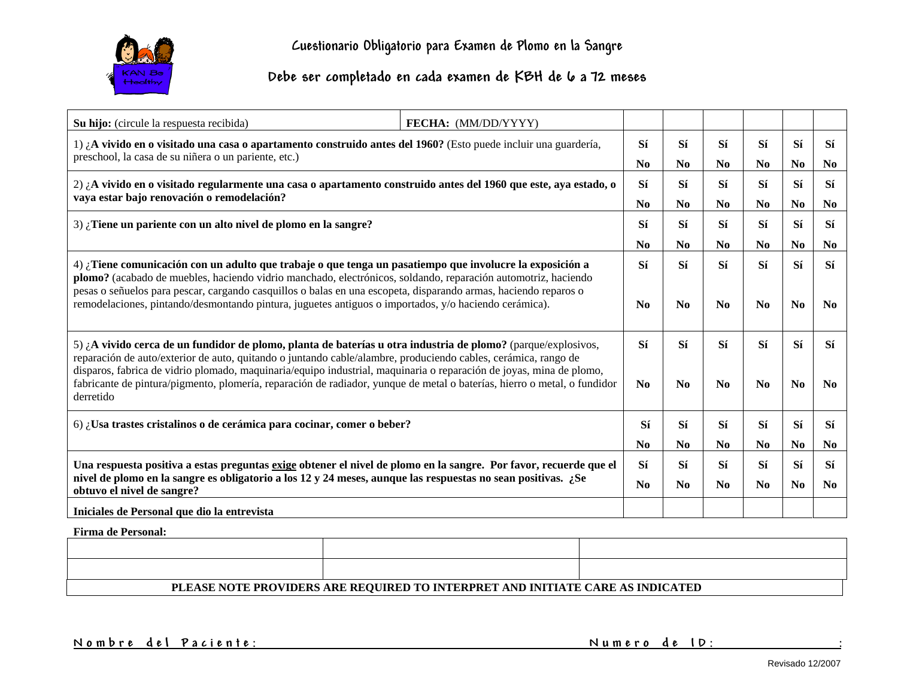# Cuestionario Obligatorio para Examen de Plomo en la Sangre

## Debe ser completado en cada examen de KBH de 6 a 72 meses

| **Su hijo:** (circule la respuesta recibida) | **FECHA:** (MM/DD/YYYY) | | | | | | |
|---|---|---|---|---|---|---|---|
| 1) ¿**A vivido en o visitado una casa o apartamento construido antes del 1960?** (Esto puede incluir una guardería, preschool, la casa de su niñera o un pariente, etc.) | | **Sí** **No** | **Sí** **No** | **Sí** **No** | **Sí** **No** | **Sí** **No** | **Sí** **No** |
| 2) ¿**A vivido en o visitado regularmente una casa o apartamento construido antes del 1960 que este, aya estado, o vaya estar bajo renovación o remodelación?** | | **Sí** **No** | **Sí** **No** | **Sí** **No** | **Sí** **No** | **Sí** **No** | **Sí** **No** |
| 3) ¿**Tiene un pariente con un alto nivel de plomo en la sangre?** | | **Sí** **No** | **Sí** **No** | **Sí** **No** | **Sí** **No** | **Sí** **No** | **Sí** **No** |
| 4) ¿**Tiene comunicación con un adulto que trabaje o que tenga un pasatiempo que involucre la exposición a plomo?** (acabado de muebles, haciendo vidrio manchado, electrónicos, soldando, reparación automotriz, haciendo pesas o señuelos para pescar, cargando casquillos o balas en una escopeta, disparando armas, haciendo reparos o remodelaciones, pintando/desmontando pintura, juguetes antiguos o importados, y/o haciendo cerámica). | | **Sí** **No** | **Sí** **No** | **Sí** **No** | **Sí** **No** | **Sí** **No** | **Sí** **No** |
| 5) ¿**A vivido cerca de un fundidor de plomo, planta de baterías u otra industria de plomo?** (parque/explosivos, reparación de auto/exterior de auto, quitando o juntando cable/alambre, produciendo cables, cerámica, rango de disparos, fabrica de vidrio plomado, maquinaria/equipo industrial, maquinaria o reparación de joyas, mina de plomo, fabricante de pintura/pigmento, plomería, reparación de radiador, yunque de metal o baterías, hierro o metal, o fundidor derretido | | **Sí** **No** | **Sí** **No** | **Sí** **No** | **Sí** **No** | **Sí** **No** | **Sí** **No** |
| 6) ¿**Usa trastes cristalinos o de cerámica para cocinar, comer o beber?** | | **Sí** **No** | **Sí** **No** | **Sí** **No** | **Sí** **No** | **Sí** **No** | **Sí** **No** |
| **Una respuesta positiva a estas preguntas exige obtener el nivel de plomo en la sangre. Por favor, recuerde que el nivel de plomo en la sangre es obligatorio a los 12 y 24 meses, aunque las respuestas no sean positivas. ¿Se obtuvo el nivel de sangre?** | | **Sí** **No** | **Sí** **No** | **Sí** **No** | **Sí** **No** | **Sí** **No** | **Sí** **No** |
| **Iniciales de Personal que dio la entrevista** | | | | | | | |

**Firma de Personal:**

| | | |
|---|---|---|
| | | |
| | | |

**PLEASE NOTE PROVIDERS ARE REQUIRED TO INTERPRET AND INITIATE CARE AS INDICATED**

**Nombre del Paciente:** ______________________ **Numero de ID:** ______________:

Revisado 12/2007